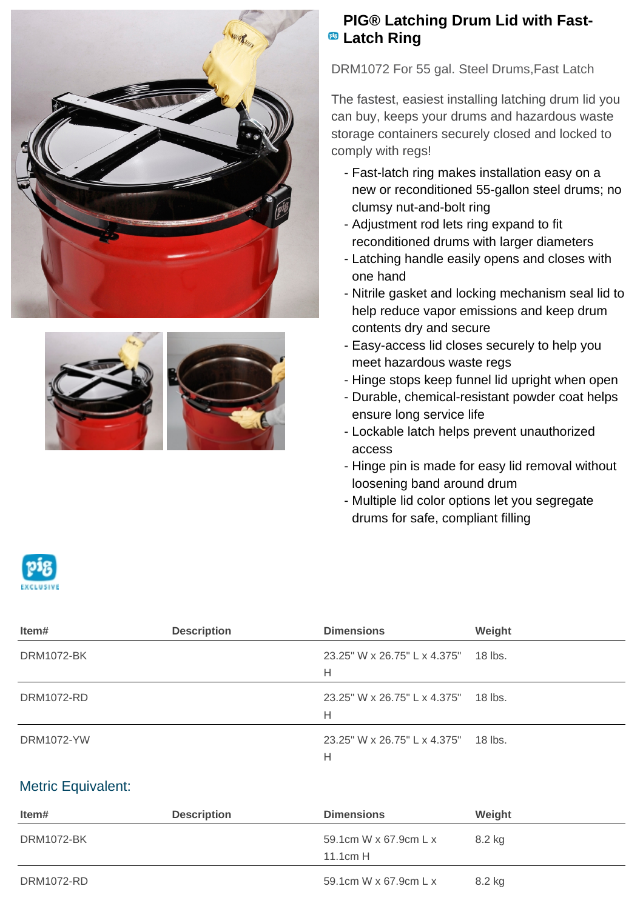# PIG® Latching Drum Lid with Fast-Latch Ring

DRM1072 For 55 gal. Steel Drums,Fast Latch

The fastest, easiest installing latching drum lid you can buy, keeps your drums and hazardous waste storage containers securely closed and locked to comply with regs!

- Fast-latch ring makes installation easy on a new or reconditioned 55-gallon steel drums; no clumsy nut-and-bolt ring
- Adjustment rod lets ring expand to fit reconditioned drums with larger diameters
- Latching handle easily opens and closes with one hand
- Nitrile gasket and locking mechanism seal lid to help reduce vapor emissions and keep drum contents dry and secure
- Easy-access lid closes securely to help you meet hazardous waste regs
- Hinge stops keep funnel lid upright when open
- Durable, chemical-resistant powder coat helps ensure long service life
- Lockable latch helps prevent unauthorized access
- Hinge pin is made for easy lid removal without loosening band around drum
- Multiple lid color options let you segregate drums for safe, compliant filling

| Item# | Description | Dimensions | Weight |
|---|---|---|---|
| DRM1072-BK | | 23.25" W x 26.75" L x 4.375" H | 18 lbs. |
| DRM1072-RD | | 23.25" W x 26.75" L x 4.375" H | 18 lbs. |
| DRM1072-YW | | 23.25" W x 26.75" L x 4.375" H | 18 lbs. |

## Metric Equivalent:

| Item# | Description | Dimensions | Weight |
|---|---|---|---|
| DRM1072-BK | | 59.1cm W x 67.9cm L x 11.1cm H | 8.2 kg |
| DRM1072-RD | | 59.1cm W x 67.9cm L x | 8.2 kg |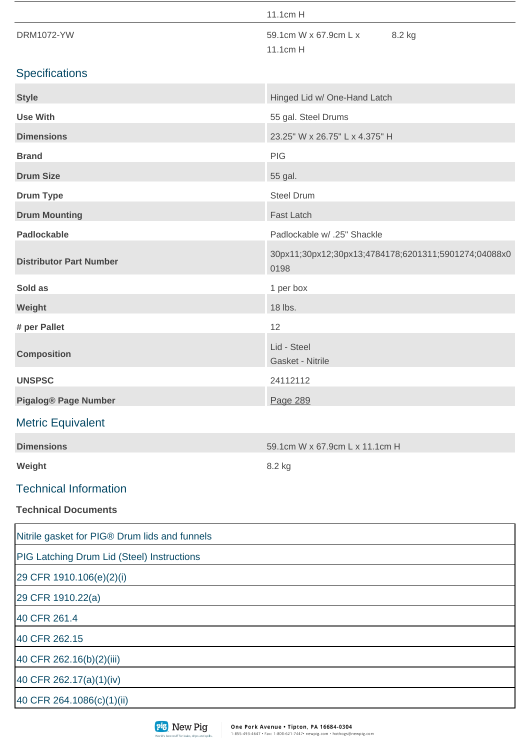| | | |
|---|---|---|
| | 11.1cm H | |
| DRM1072-YW | 59.1cm W x 67.9cm L x 11.1cm H | 8.2 kg |

## Specifications

| | |
|---|---|
| **Style** | Hinged Lid w/ One-Hand Latch |
| **Use With** | 55 gal. Steel Drums |
| **Dimensions** | 23.25" W x 26.75" L x 4.375" H |
| **Brand** | PIG |
| **Drum Size** | 55 gal. |
| **Drum Type** | Steel Drum |
| **Drum Mounting** | Fast Latch |
| **Padlockable** | Padlockable w/ .25" Shackle |
| **Distributor Part Number** | 30px11;30px12;30px13;4784178;6201311;5901274;04088x00198 |
| **Sold as** | 1 per box |
| **Weight** | 18 lbs. |
| **# per Pallet** | 12 |
| **Composition** | Lid - Steel<br>Gasket - Nitrile |
| **UNSPSC** | 24112112 |
| **Pigalog® Page Number** | Page 289 |

## Metric Equivalent

| | |
|---|---|
| **Dimensions** | 59.1cm W x 67.9cm L x 11.1cm H |
| **Weight** | 8.2 kg |

## Technical Information

### Technical Documents

| |
|---|
| Nitrile gasket for PIG® Drum lids and funnels |
| PIG Latching Drum Lid (Steel) Instructions |
| 29 CFR 1910.106(e)(2)(i) |
| 29 CFR 1910.22(a) |
| 40 CFR 261.4 |
| 40 CFR 262.15 |
| 40 CFR 262.16(b)(2)(iii) |
| 40 CFR 262.17(a)(1)(iv) |
| 40 CFR 264.1086(c)(1)(ii) |